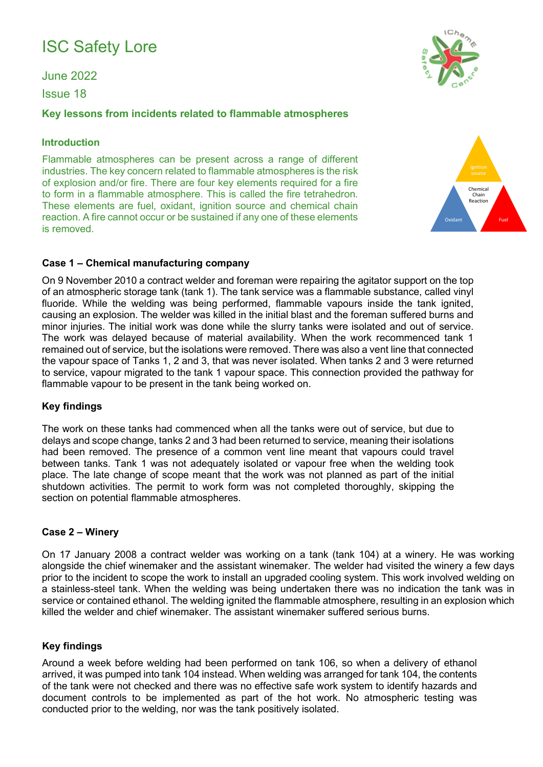# ISC Safety Lore

June 2022

Issue 18

## Key lessons from incidents related to flammable atmospheres

### Introduction

Flammable atmospheres can be present across a range of different industries. The key concern related to flammable atmospheres is the risk of explosion and/or fire. There are four key elements required for a fire to form in a flammable atmosphere. This is called the fire tetrahedron. These elements are fuel, oxidant, ignition source and chemical chain reaction. A fire cannot occur or be sustained if any one of these elements is removed.

Ignition source

Chemical Chain Reaction

Oxidant

Fuel

### Case 1 – Chemical manufacturing company

On 9 November 2010 a contract welder and foreman were repairing the agitator support on the top of an atmospheric storage tank (tank 1). The tank service was a flammable substance, called vinyl fluoride. While the welding was being performed, flammable vapours inside the tank ignited, causing an explosion. The welder was killed in the initial blast and the foreman suffered burns and minor injuries. The initial work was done while the slurry tanks were isolated and out of service. The work was delayed because of material availability. When the work recommenced tank 1 remained out of service, but the isolations were removed. There was also a vent line that connected the vapour space of Tanks 1, 2 and 3, that was never isolated. When tanks 2 and 3 were returned to service, vapour migrated to the tank 1 vapour space. This connection provided the pathway for flammable vapour to be present in the tank being worked on.

### Key findings

The work on these tanks had commenced when all the tanks were out of service, but due to delays and scope change, tanks 2 and 3 had been returned to service, meaning their isolations had been removed. The presence of a common vent line meant that vapours could travel between tanks. Tank 1 was not adequately isolated or vapour free when the welding took place. The late change of scope meant that the work was not planned as part of the initial shutdown activities. The permit to work form was not completed thoroughly, skipping the section on potential flammable atmospheres.

### Case 2 – Winery

On 17 January 2008 a contract welder was working on a tank (tank 104) at a winery. He was working alongside the chief winemaker and the assistant winemaker. The welder had visited the winery a few days prior to the incident to scope the work to install an upgraded cooling system. This work involved welding on a stainless-steel tank. When the welding was being undertaken there was no indication the tank was in service or contained ethanol. The welding ignited the flammable atmosphere, resulting in an explosion which killed the welder and chief winemaker. The assistant winemaker suffered serious burns.

### Key findings

Around a week before welding had been performed on tank 106, so when a delivery of ethanol arrived, it was pumped into tank 104 instead. When welding was arranged for tank 104, the contents of the tank were not checked and there was no effective safe work system to identify hazards and document controls to be implemented as part of the hot work. No atmospheric testing was conducted prior to the welding, nor was the tank positively isolated.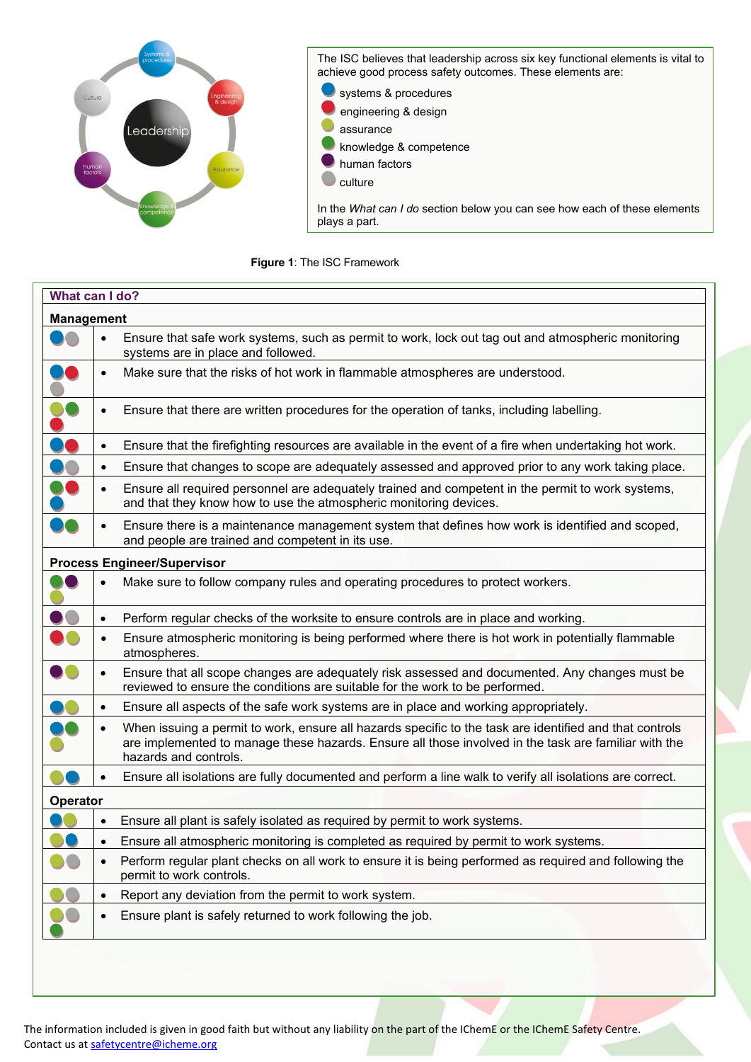The ISC believes that leadership across six key functional elements is vital to achieve good process safety outcomes. These elements are:

- systems & procedures
- engineering & design
- assurance
- knowledge & competence
- human factors
- culture

In the *What can I do* section below you can see how each of these elements plays a part.

**Figure 1**: The ISC Framework

| What can I do? | |
|---|---|
| **Management** | |
| | • Ensure that safe work systems, such as permit to work, lock out tag out and atmospheric monitoring systems are in place and followed. |
| | • Make sure that the risks of hot work in flammable atmospheres are understood. |
| | • Ensure that there are written procedures for the operation of tanks, including labelling. |
| | • Ensure that the firefighting resources are available in the event of a fire when undertaking hot work. |
| | • Ensure that changes to scope are adequately assessed and approved prior to any work taking place. |
| | • Ensure all required personnel are adequately trained and competent in the permit to work systems, and that they know how to use the atmospheric monitoring devices. |
| | • Ensure there is a maintenance management system that defines how work is identified and scoped, and people are trained and competent in its use. |
| **Process Engineer/Supervisor** | |
| | • Make sure to follow company rules and operating procedures to protect workers. |
| | • Perform regular checks of the worksite to ensure controls are in place and working. |
| | • Ensure atmospheric monitoring is being performed where there is hot work in potentially flammable atmospheres. |
| | • Ensure that all scope changes are adequately risk assessed and documented. Any changes must be reviewed to ensure the conditions are suitable for the work to be performed. |
| | • Ensure all aspects of the safe work systems are in place and working appropriately. |
| | • When issuing a permit to work, ensure all hazards specific to the task are identified and that controls are implemented to manage these hazards. Ensure all those involved in the task are familiar with the hazards and controls. |
| | • Ensure all isolations are fully documented and perform a line walk to verify all isolations are correct. |
| **Operator** | |
| | • Ensure all plant is safely isolated as required by permit to work systems. |
| | • Ensure all atmospheric monitoring is completed as required by permit to work systems. |
| | • Perform regular plant checks on all work to ensure it is being performed as required and following the permit to work controls. |
| | • Report any deviation from the permit to work system. |
| | • Ensure plant is safely returned to work following the job. |

The information included is given in good faith but without any liability on the part of the IChemE or the IChemE Safety Centre.
Contact us at safetycentre@icheme.org